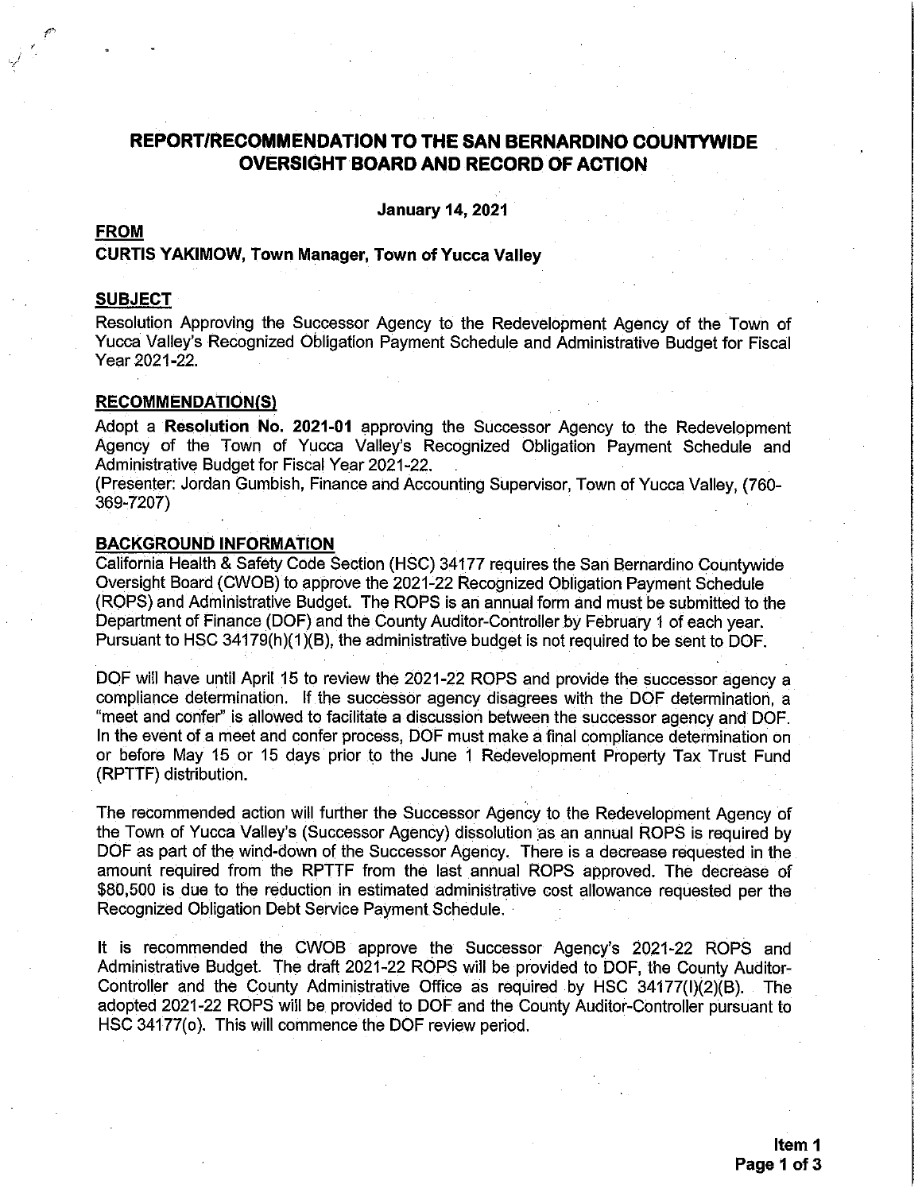# REPORT/RECOMMENDATION TO THE SAN BERNARDINO COUNTYWIDE OVERSIGHT BOARD AND RECORD OF ACTION

**January 14, 2021**

**FROM**

**CURTIS YAKIMOW, Town Manager, Town of Yucca Valley**

**SUBJECT**

Resolution Approving the Successor Agency to the Redevelopment Agency of the Town of Yucca Valley's Recognized Obligation Payment Schedule and Administrative Budget for Fiscal Year 2021-22.

**RECOMMENDATION(S)**

Adopt a **Resolution No. 2021-01** approving the Successor Agency to the Redevelopment Agency of the Town of Yucca Valley's Recognized Obligation Payment Schedule and Administrative Budget for Fiscal Year 2021-22.

(Presenter: Jordan Gumbish, Finance and Accounting Supervisor, Town of Yucca Valley, (760-369-7207)

**BACKGROUND INFORMATION**

California Health & Safety Code Section (HSC) 34177 requires the San Bernardino Countywide Oversight Board (CWOB) to approve the 2021-22 Recognized Obligation Payment Schedule (ROPS) and Administrative Budget. The ROPS is an annual form and must be submitted to the Department of Finance (DOF) and the County Auditor-Controller by February 1 of each year. Pursuant to HSC 34179(h)(1)(B), the administrative budget is not required to be sent to DOF.

DOF will have until April 15 to review the 2021-22 ROPS and provide the successor agency a compliance determination. If the successor agency disagrees with the DOF determination, a "meet and confer" is allowed to facilitate a discussion between the successor agency and DOF. In the event of a meet and confer process, DOF must make a final compliance determination on or before May 15 or 15 days prior to the June 1 Redevelopment Property Tax Trust Fund (RPTTF) distribution.

The recommended action will further the Successor Agency to the Redevelopment Agency of the Town of Yucca Valley's (Successor Agency) dissolution as an annual ROPS is required by DOF as part of the wind-down of the Successor Agency. There is a decrease requested in the amount required from the RPTTF from the last annual ROPS approved. The decrease of $80,500 is due to the reduction in estimated administrative cost allowance requested per the Recognized Obligation Debt Service Payment Schedule.

It is recommended the CWOB approve the Successor Agency's 2021-22 ROPS and Administrative Budget. The draft 2021-22 ROPS will be provided to DOF, the County Auditor-Controller and the County Administrative Office as required by HSC 34177(l)(2)(B). The adopted 2021-22 ROPS will be provided to DOF and the County Auditor-Controller pursuant to HSC 34177(o). This will commence the DOF review period.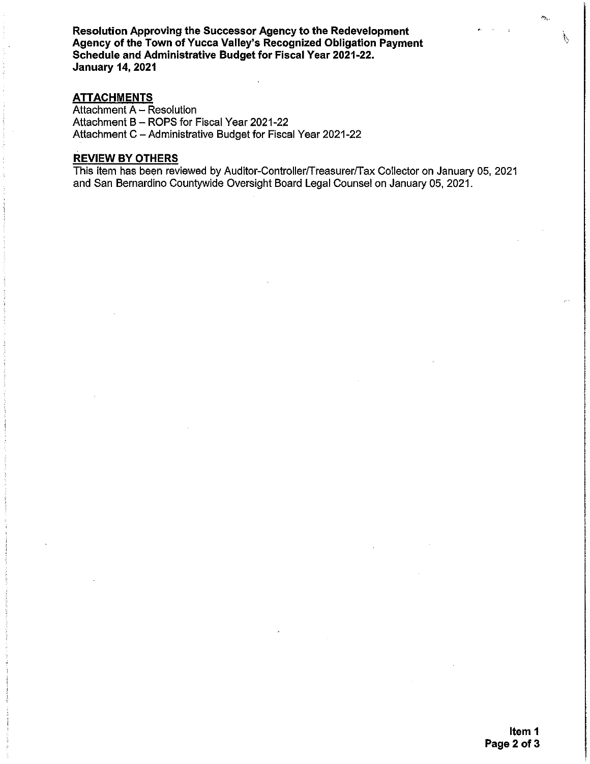**Resolution Approving the Successor Agency to the Redevelopment Agency of the Town of Yucca Valley's Recognized Obligation Payment Schedule and Administrative Budget for Fiscal Year 2021-22.**
**January 14, 2021**

## ATTACHMENTS

Attachment A – Resolution
Attachment B – ROPS for Fiscal Year 2021-22
Attachment C – Administrative Budget for Fiscal Year 2021-22

## REVIEW BY OTHERS

This item has been reviewed by Auditor-Controller/Treasurer/Tax Collector on January 05, 2021 and San Bernardino Countywide Oversight Board Legal Counsel on January 05, 2021.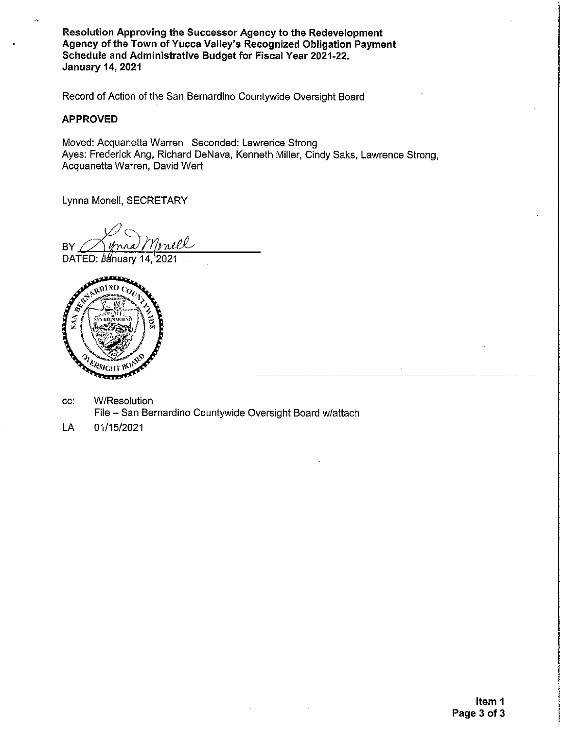**Resolution Approving the Successor Agency to the Redevelopment Agency of the Town of Yucca Valley's Recognized Obligation Payment Schedule and Administrative Budget for Fiscal Year 2021-22.**
**January 14, 2021**

Record of Action of the San Bernardino Countywide Oversight Board

**APPROVED**

Moved: Acquanetta Warren Seconded: Lawrence Strong
Ayes: Frederick Ang, Richard DeNava, Kenneth Miller, Cindy Saks, Lawrence Strong, Acquanetta Warren, David Wert

Lynna Monell, SECRETARY

BY Lynna Monell
DATED: January 14, 2021

cc: W/Resolution
File – San Bernardino Countywide Oversight Board w/attach

LA 01/15/2021

**Item 1**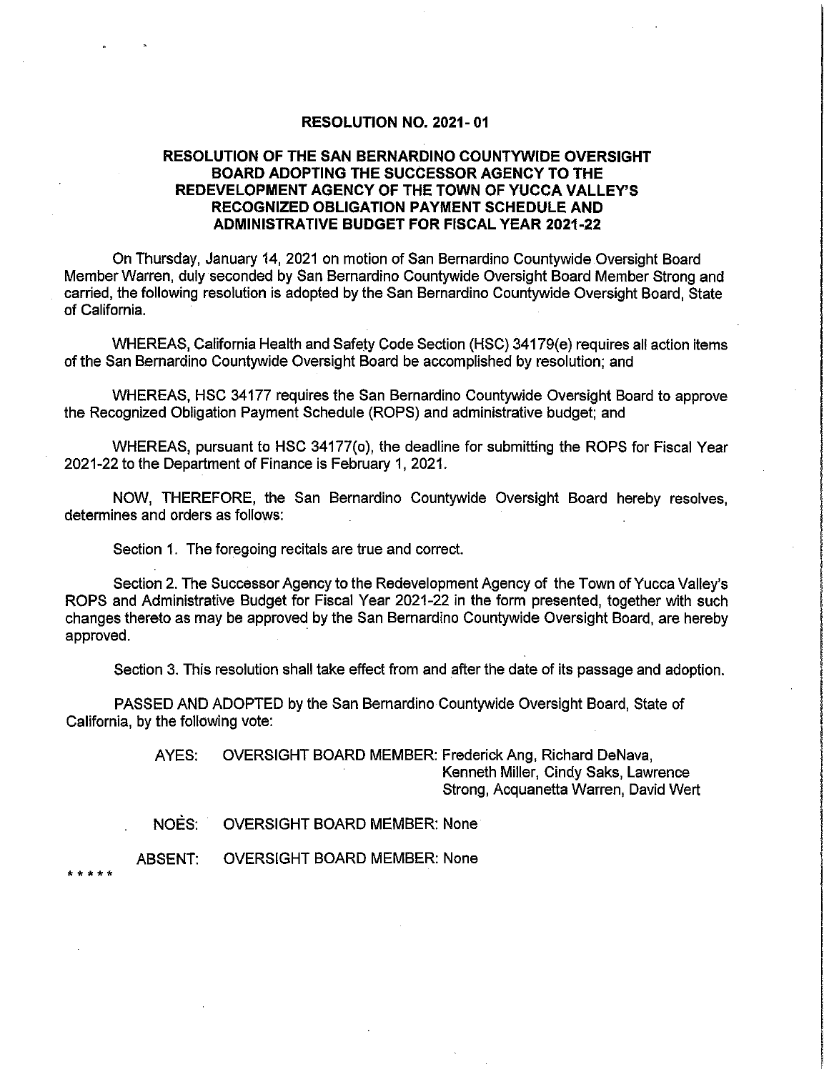**RESOLUTION NO. 2021- 01**

**RESOLUTION OF THE SAN BERNARDINO COUNTYWIDE OVERSIGHT BOARD ADOPTING THE SUCCESSOR AGENCY TO THE REDEVELOPMENT AGENCY OF THE TOWN OF YUCCA VALLEY'S RECOGNIZED OBLIGATION PAYMENT SCHEDULE AND ADMINISTRATIVE BUDGET FOR FISCAL YEAR 2021-22**

On Thursday, January 14, 2021 on motion of San Bernardino Countywide Oversight Board Member Warren, duly seconded by San Bernardino Countywide Oversight Board Member Strong and carried, the following resolution is adopted by the San Bernardino Countywide Oversight Board, State of California.

WHEREAS, California Health and Safety Code Section (HSC) 34179(e) requires all action items of the San Bernardino Countywide Oversight Board be accomplished by resolution; and

WHEREAS, HSC 34177 requires the San Bernardino Countywide Oversight Board to approve the Recognized Obligation Payment Schedule (ROPS) and administrative budget; and

WHEREAS, pursuant to HSC 34177(o), the deadline for submitting the ROPS for Fiscal Year 2021-22 to the Department of Finance is February 1, 2021.

NOW, THEREFORE, the San Bernardino Countywide Oversight Board hereby resolves, determines and orders as follows:

Section 1. The foregoing recitals are true and correct.

Section 2. The Successor Agency to the Redevelopment Agency of the Town of Yucca Valley's ROPS and Administrative Budget for Fiscal Year 2021-22 in the form presented, together with such changes thereto as may be approved by the San Bernardino Countywide Oversight Board, are hereby approved.

Section 3. This resolution shall take effect from and after the date of its passage and adoption.

PASSED AND ADOPTED by the San Bernardino Countywide Oversight Board, State of California, by the following vote:

AYES: OVERSIGHT BOARD MEMBER: Frederick Ang, Richard DeNava, Kenneth Miller, Cindy Saks, Lawrence Strong, Acquanetta Warren, David Wert

NOES: OVERSIGHT BOARD MEMBER: None

ABSENT: OVERSIGHT BOARD MEMBER: None

* * * * *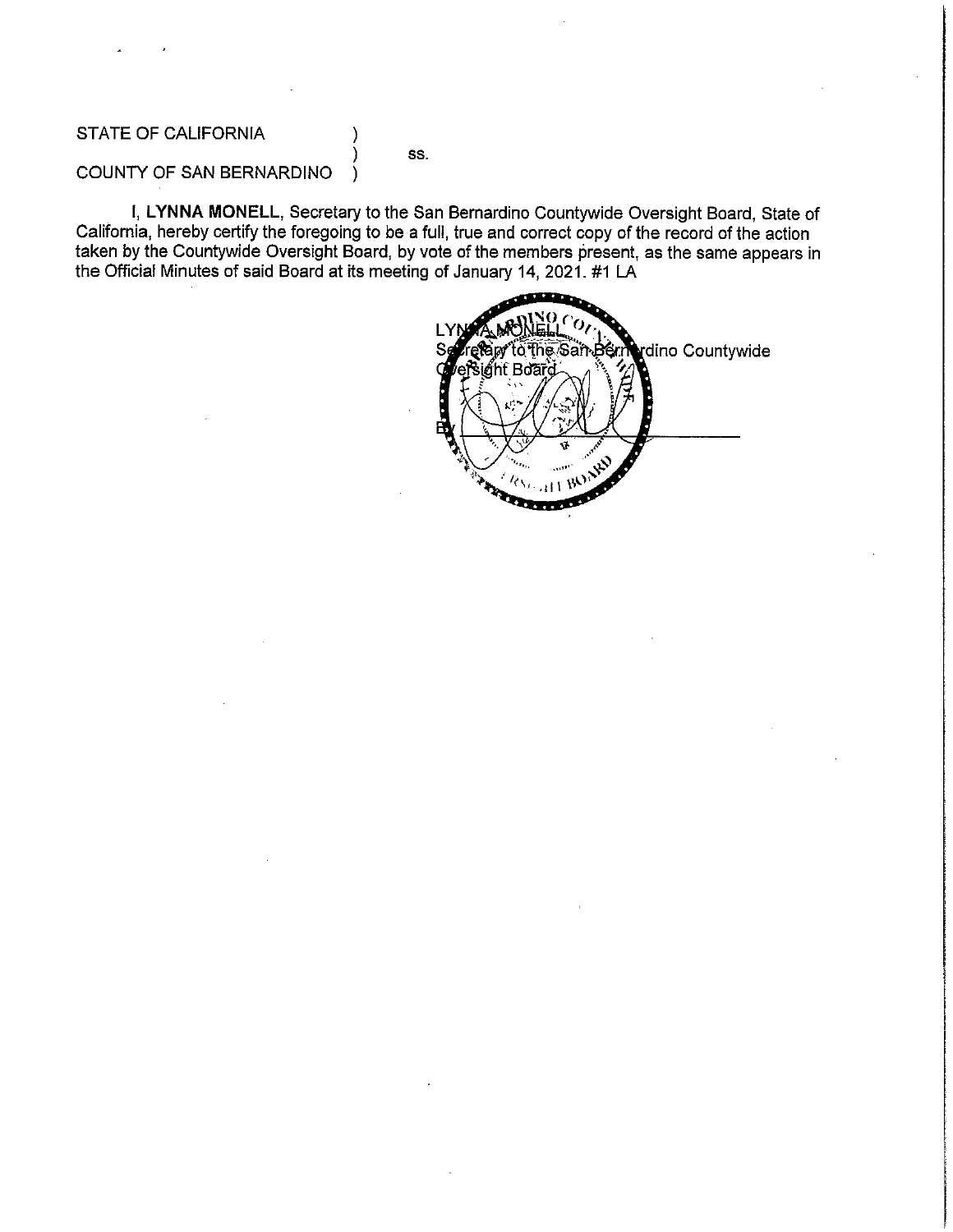STATE OF CALIFORNIA )
) ss.
COUNTY OF SAN BERNARDINO )

I, **LYNNA MONELL**, Secretary to the San Bernardino Countywide Oversight Board, State of California, hereby certify the foregoing to be a full, true and correct copy of the record of the action taken by the Countywide Oversight Board, by vote of the members present, as the same appears in the Official Minutes of said Board at its meeting of January 14, 2021. #1 LA

LYNNA MONELL
Secretary to the San Bernardino Countywide Oversight Board

By ______________________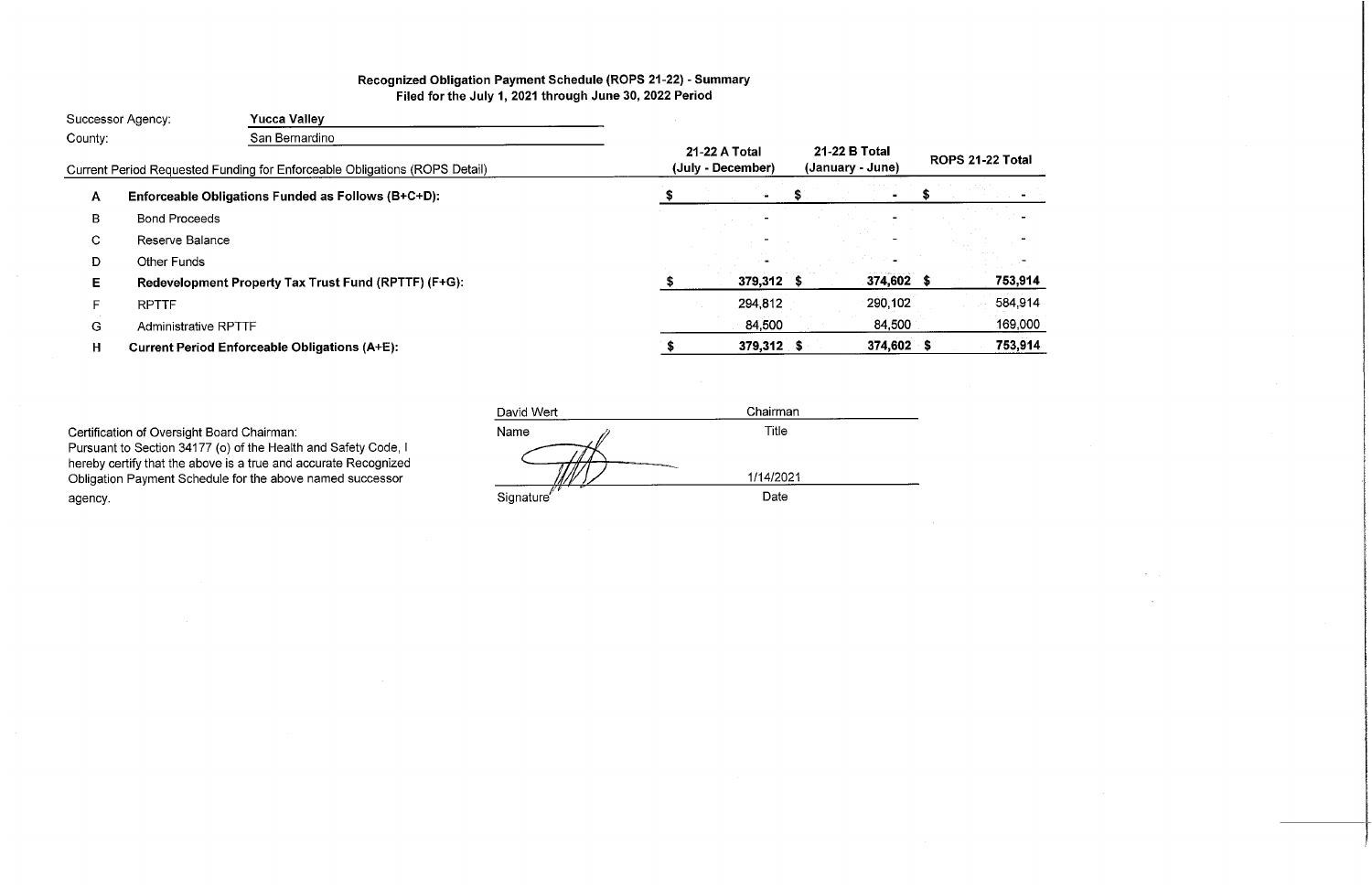**Recognized Obligation Payment Schedule (ROPS 21-22) - Summary**
**Filed for the July 1, 2021 through June 30, 2022 Period**

Successor Agency: **Yucca Valley**
County: San Bernardino

| | Current Period Requested Funding for Enforceable Obligations (ROPS Detail) | 21-22 A Total (July - December) | 21-22 B Total (January - June) | ROPS 21-22 Total |
|---|---|---|---|---|
| A | **Enforceable Obligations Funded as Follows (B+C+D):** | $ - | $ - | $ - |
| B | Bond Proceeds | - | - | - |
| C | Reserve Balance | - | - | - |
| D | Other Funds | - | - | - |
| E | **Redevelopment Property Tax Trust Fund (RPTTF) (F+G):** | $ 379,312 | $ 374,602 | $ 753,914 |
| F | RPTTF | 294,812 | 290,102 | 584,914 |
| G | Administrative RPTTF | 84,500 | 84,500 | 169,000 |
| H | **Current Period Enforceable Obligations (A+E):** | $ 379,312 | $ 374,602 | $ 753,914 |

Certification of Oversight Board Chairman:
Pursuant to Section 34177 (o) of the Health and Safety Code, I hereby certify that the above is a true and accurate Recognized Obligation Payment Schedule for the above named successor agency.

| David Wert | Chairman |
|---|---|
| Name | Title |
| [Signature] | 1/14/2021 |
| Signature | Date |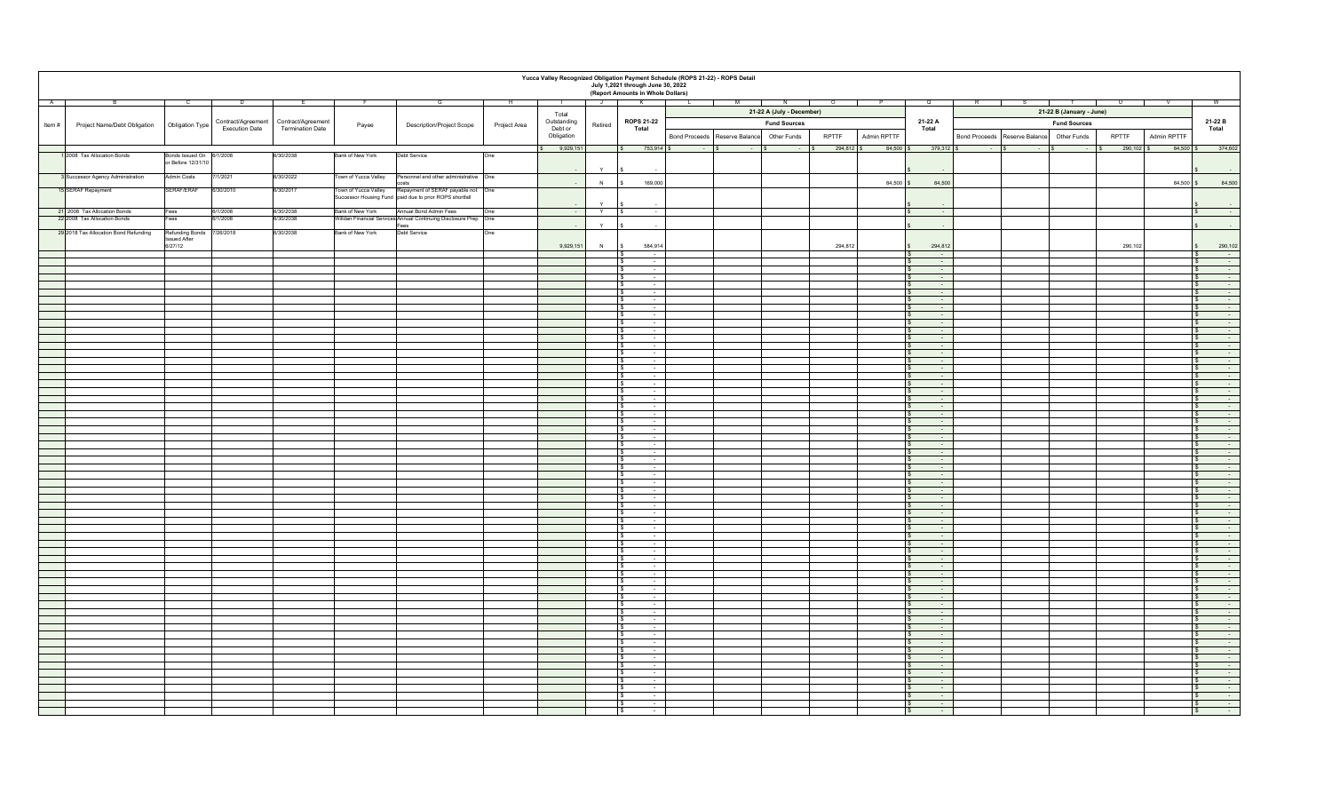# Yucca Valley Recognized Obligation Payment Schedule (ROPS 21-22) - ROPS Detail

July 1,2021 through June 30, 2022

(Report Amounts in Whole Dollars)

| A | B | C | D | E | F | G | H | I | J | K | L | M | N | O | P | Q | R | S | T | U | V | W |
|---|---|---|---|---|---|---|---|---|---|---|---|---|---|---|---|---|---|---|---|---|---|---|
| | | | | | | | | | | | 21-22 A (July - December) | | | | | | 21-22 B (January - June) | | | | | |
| | | | | | | | | | | | Fund Sources | | | | | | Fund Sources | | | | | |
| Item # | Project Name/Debt Obligation | Obligation Type | Contract/Agreement Execution Date | Contract/Agreement Termination Date | Payee | Description/Project Scope | Project Area | Total Outstanding Debt or Obligation | Retired | ROPS 21-22 Total | Bond Proceeds | Reserve Balance | Other Funds | RPTTF | Admin RPTTF | 21-22 A Total | Bond Proceeds | Reserve Balance | Other Funds | RPTTF | Admin RPTTF | 21-22 B Total |
| | | | | | | | | $ 9,929,151 | | $ 753,914 | $ - | $ - | $ - | $ 294,812 | $ 84,500 | $ 379,312 | $ - | $ - | $ - | $ 290,102 | $ 84,500 | $ 374,602 |
| 1 | 2008 Tax Allocation Bonds | Bonds Issued On or Before 12/31/10 | 8/1/2008 | 6/30/2038 | Bank of New York | Debt Service | One | - | Y | $ - | | | | | | $ - | | | | | | $ - |
| 3 | Successor Agency Administration | Admin Costs | 7/1/2021 | 6/30/2022 | Town of Yucca Valley | Personnel and other administrative costs | One | - | N | $ 169,000 | | | | | 84,500 | $ 84,500 | | | | | 84,500 | $ 84,500 |
| 15 | SERAF Repayment | SERAF/ERAF | 6/30/2010 | 6/30/2017 | Town of Yucca Valley Successor Housing Fund | Repayment of SERAF payable not paid due to prior ROPS shortfall | One | - | Y | $ - | | | | | | $ - | | | | | | $ - |
| 21 | 2008 Tax Allocation Bonds | Fees | 8/1/2008 | 6/30/2038 | Bank of New York | Annual Bond Admin Fees | One | - | Y | $ - | | | | | | $ - | | | | | | $ - |
| 22 | 2008 Tax Allocation Bonds | Fees | 8/1/2008 | 6/30/2038 | Willdan Financial Services | Annual Continuing Disclosure Prep Fees | One | - | Y | $ - | | | | | | $ - | | | | | | $ - |
| 29 | 2018 Tax Allocation Bond Refunding | Refunding Bonds Issued After 6/27/12 | 7/26/2018 | 6/30/2038 | Bank of New York | Debt Service | One | 9,929,151 | N | $ 584,914 | | | | 294,812 | | $ 294,812 | | | | 290,102 | | $ 290,102 |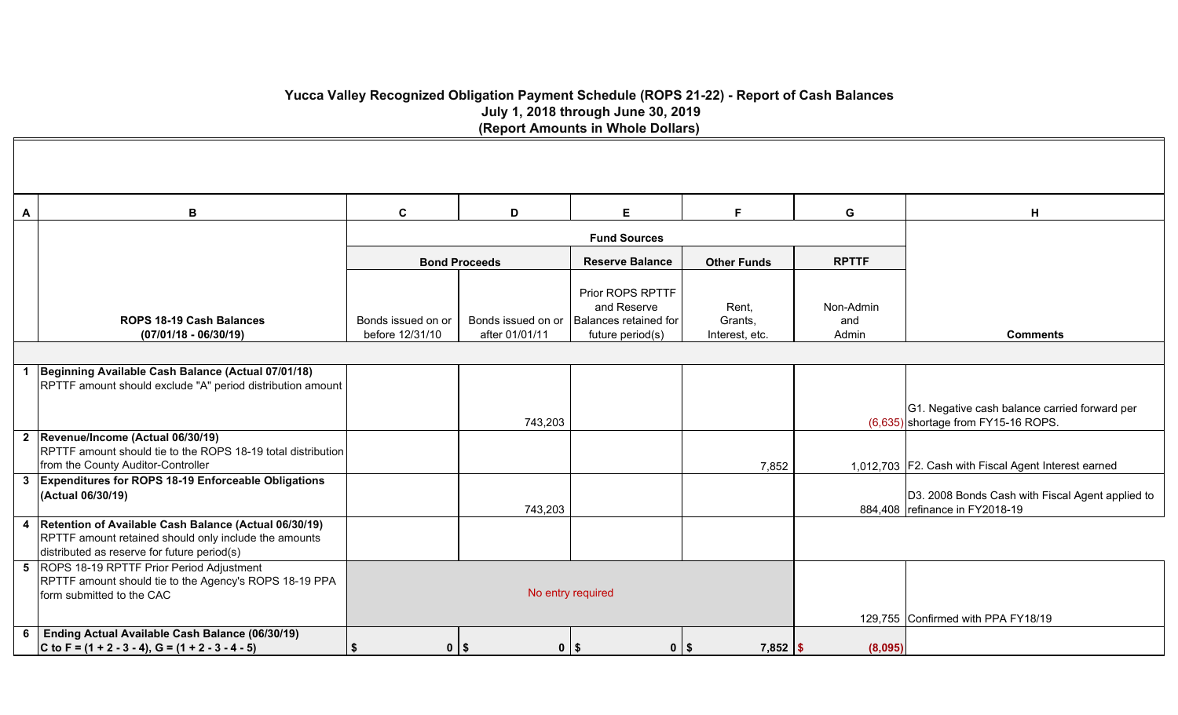# Yucca Valley Recognized Obligation Payment Schedule (ROPS 21-22) - Report of Cash Balances

**July 1, 2018 through June 30, 2019**

**(Report Amounts in Whole Dollars)**

| A | B | C | D | E | F | G | H |
|---|---|---|---|---|---|---|---|
| | | **Fund Sources** | | | | | |
| | | **Bond Proceeds** | | **Reserve Balance** | **Other Funds** | **RPTTF** | |
| | **ROPS 18-19 Cash Balances (07/01/18 - 06/30/19)** | Bonds issued on or before 12/31/10 | Bonds issued on or after 01/01/11 | Prior ROPS RPTTF and Reserve Balances retained for future period(s) | Rent, Grants, Interest, etc. | Non-Admin and Admin | **Comments** |
| 1 | **Beginning Available Cash Balance (Actual 07/01/18)** RPTTF amount should exclude "A" period distribution amount | | 743,203 | | | (6,635) | G1. Negative cash balance carried forward per shortage from FY15-16 ROPS. |
| 2 | **Revenue/Income (Actual 06/30/19)** RPTTF amount should tie to the ROPS 18-19 total distribution from the County Auditor-Controller | | | | 7,852 | 1,012,703 | F2. Cash with Fiscal Agent Interest earned |
| 3 | **Expenditures for ROPS 18-19 Enforceable Obligations (Actual 06/30/19)** | | 743,203 | | | 884,408 | D3. 2008 Bonds Cash with Fiscal Agent applied to refinance in FY2018-19 |
| 4 | **Retention of Available Cash Balance (Actual 06/30/19)** RPTTF amount retained should only include the amounts distributed as reserve for future period(s) | | | | | | |
| 5 | ROPS 18-19 RPTTF Prior Period Adjustment RPTTF amount should tie to the Agency's ROPS 18-19 PPA form submitted to the CAC | No entry required | | | | 129,755 | Confirmed with PPA FY18/19 |
| 6 | **Ending Actual Available Cash Balance (06/30/19) C to F = (1 + 2 - 3 - 4), G = (1 + 2 - 3 - 4 - 5)** | **$ 0** | **$ 0** | **$ 0** | **$ 7,852** | **$ (8,095)** | |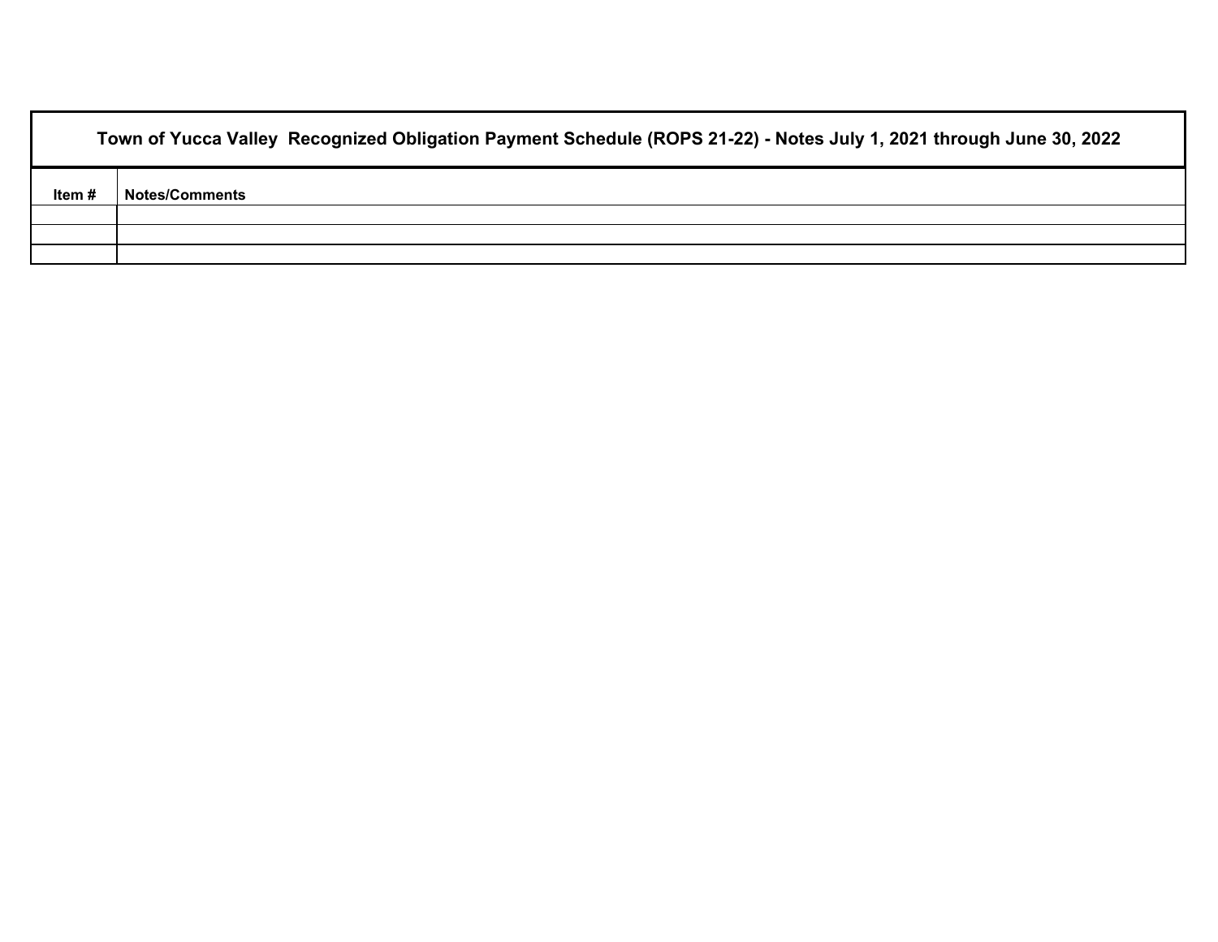**Town of Yucca Valley  Recognized Obligation Payment Schedule (ROPS 21-22) - Notes July 1, 2021 through June 30, 2022**

| Item # | Notes/Comments |
|---|---|
| | |
| | |
| | |